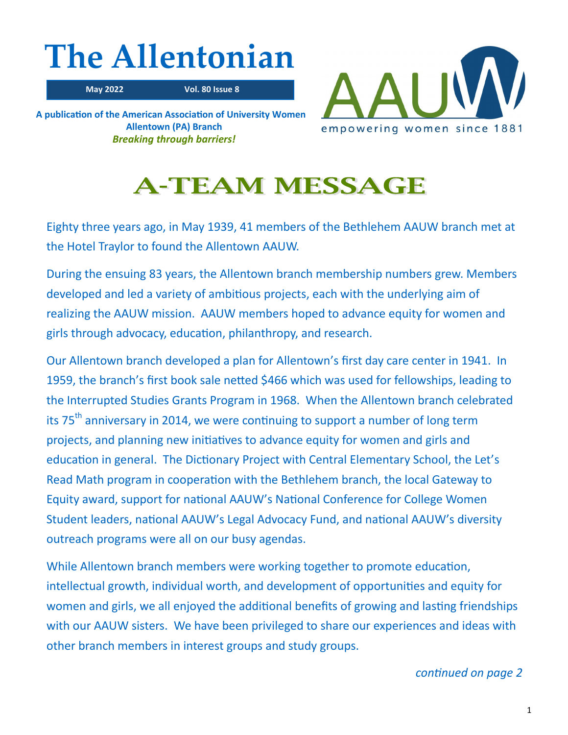# The Allentonian

**May 2022** **Vol. 80 Issue 8**

**A publication of the American Association of University Women**
**Allentown (PA) Branch**
***Breaking through barriers!***

AAUW
empowering women since 1881

## A-TEAM MESSAGE

Eighty three years ago, in May 1939, 41 members of the Bethlehem AAUW branch met at the Hotel Traylor to found the Allentown AAUW.

During the ensuing 83 years, the Allentown branch membership numbers grew. Members developed and led a variety of ambitious projects, each with the underlying aim of realizing the AAUW mission. AAUW members hoped to advance equity for women and girls through advocacy, education, philanthropy, and research.

Our Allentown branch developed a plan for Allentown's first day care center in 1941. In 1959, the branch's first book sale netted $466 which was used for fellowships, leading to the Interrupted Studies Grants Program in 1968. When the Allentown branch celebrated its 75th anniversary in 2014, we were continuing to support a number of long term projects, and planning new initiatives to advance equity for women and girls and education in general. The Dictionary Project with Central Elementary School, the Let's Read Math program in cooperation with the Bethlehem branch, the local Gateway to Equity award, support for national AAUW's National Conference for College Women Student leaders, national AAUW's Legal Advocacy Fund, and national AAUW's diversity outreach programs were all on our busy agendas.

While Allentown branch members were working together to promote education, intellectual growth, individual worth, and development of opportunities and equity for women and girls, we all enjoyed the additional benefits of growing and lasting friendships with our AAUW sisters. We have been privileged to share our experiences and ideas with other branch members in interest groups and study groups.

*continued on page 2*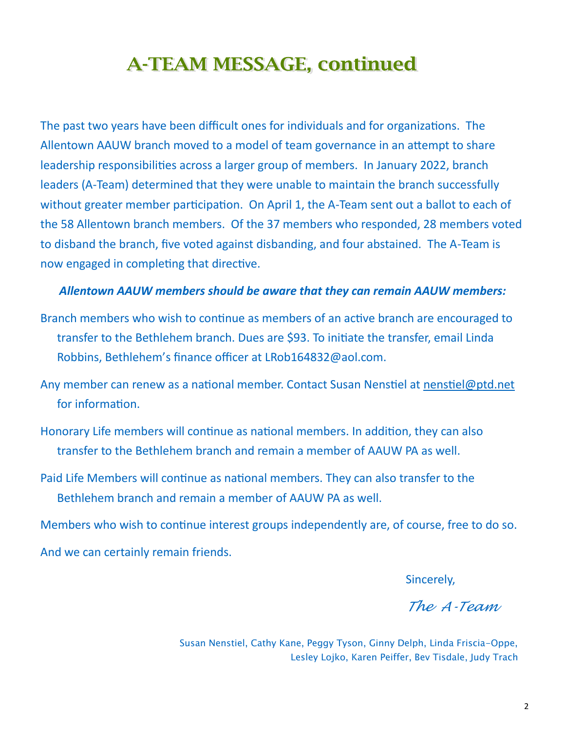# A-TEAM MESSAGE, continued

The past two years have been difficult ones for individuals and for organizations. The Allentown AAUW branch moved to a model of team governance in an attempt to share leadership responsibilities across a larger group of members. In January 2022, branch leaders (A-Team) determined that they were unable to maintain the branch successfully without greater member participation. On April 1, the A-Team sent out a ballot to each of the 58 Allentown branch members. Of the 37 members who responded, 28 members voted to disband the branch, five voted against disbanding, and four abstained. The A-Team is now engaged in completing that directive.

***Allentown AAUW members should be aware that they can remain AAUW members:***

Branch members who wish to continue as members of an active branch are encouraged to transfer to the Bethlehem branch. Dues are $93. To initiate the transfer, email Linda Robbins, Bethlehem's finance officer at LRob164832@aol.com.

Any member can renew as a national member. Contact Susan Nenstiel at nenstiel@ptd.net for information.

Honorary Life members will continue as national members. In addition, they can also transfer to the Bethlehem branch and remain a member of AAUW PA as well.

Paid Life Members will continue as national members. They can also transfer to the Bethlehem branch and remain a member of AAUW PA as well.

Members who wish to continue interest groups independently are, of course, free to do so.

And we can certainly remain friends.

Sincerely,

*The A-Team*

Susan Nenstiel, Cathy Kane, Peggy Tyson, Ginny Delph, Linda Friscia-Oppe, Lesley Lojko, Karen Peiffer, Bev Tisdale, Judy Trach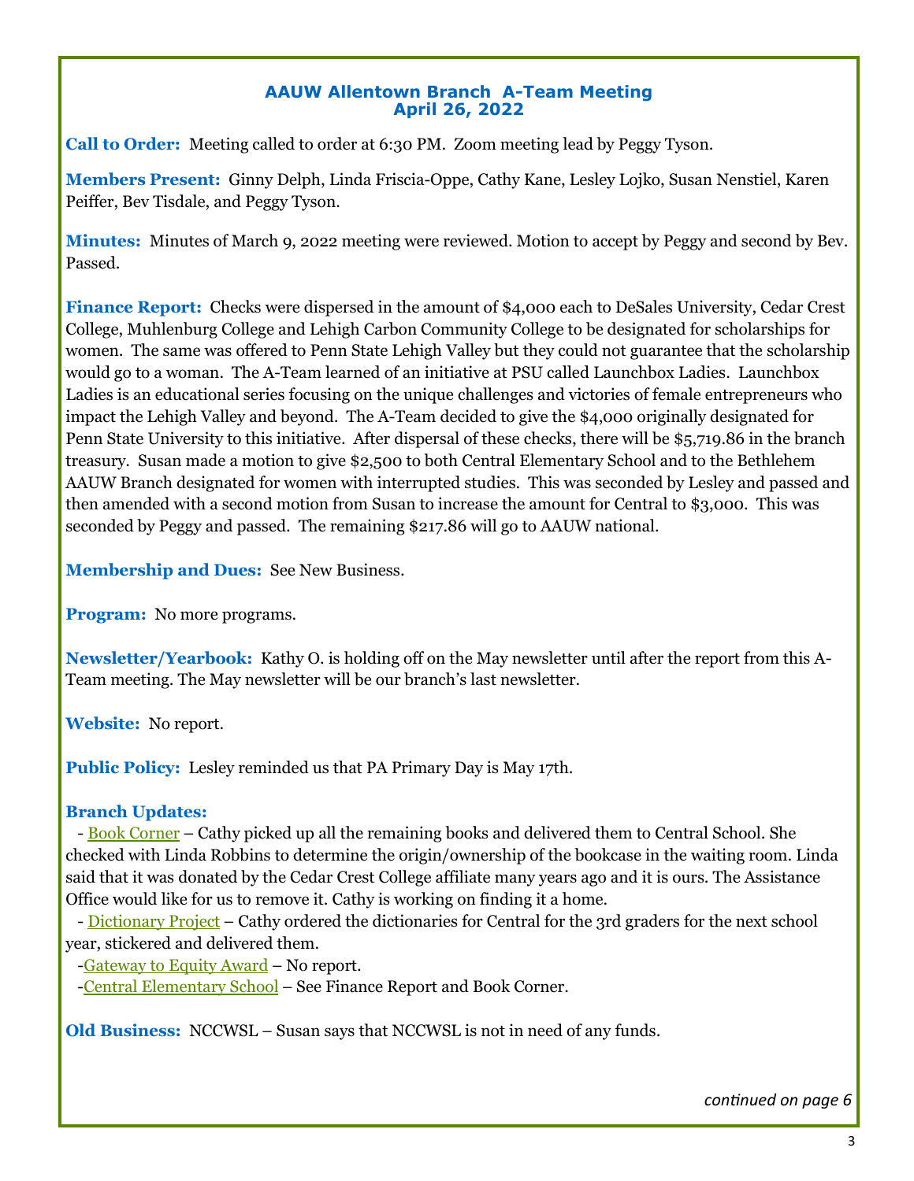## AAUW Allentown Branch A-Team Meeting
## April 26, 2022

**Call to Order:** Meeting called to order at 6:30 PM. Zoom meeting lead by Peggy Tyson.

**Members Present:** Ginny Delph, Linda Friscia-Oppe, Cathy Kane, Lesley Lojko, Susan Nenstiel, Karen Peiffer, Bev Tisdale, and Peggy Tyson.

**Minutes:** Minutes of March 9, 2022 meeting were reviewed. Motion to accept by Peggy and second by Bev. Passed.

**Finance Report:** Checks were dispersed in the amount of $4,000 each to DeSales University, Cedar Crest College, Muhlenburg College and Lehigh Carbon Community College to be designated for scholarships for women. The same was offered to Penn State Lehigh Valley but they could not guarantee that the scholarship would go to a woman. The A-Team learned of an initiative at PSU called Launchbox Ladies. Launchbox Ladies is an educational series focusing on the unique challenges and victories of female entrepreneurs who impact the Lehigh Valley and beyond. The A-Team decided to give the $4,000 originally designated for Penn State University to this initiative. After dispersal of these checks, there will be $5,719.86 in the branch treasury. Susan made a motion to give $2,500 to both Central Elementary School and to the Bethlehem AAUW Branch designated for women with interrupted studies. This was seconded by Lesley and passed and then amended with a second motion from Susan to increase the amount for Central to $3,000. This was seconded by Peggy and passed. The remaining $217.86 will go to AAUW national.

**Membership and Dues:** See New Business.

**Program:** No more programs.

**Newsletter/Yearbook:** Kathy O. is holding off on the May newsletter until after the report from this A-Team meeting. The May newsletter will be our branch's last newsletter.

**Website:** No report.

**Public Policy:** Lesley reminded us that PA Primary Day is May 17th.

**Branch Updates:**

- Book Corner – Cathy picked up all the remaining books and delivered them to Central School. She checked with Linda Robbins to determine the origin/ownership of the bookcase in the waiting room. Linda said that it was donated by the Cedar Crest College affiliate many years ago and it is ours. The Assistance Office would like for us to remove it. Cathy is working on finding it a home.
- Dictionary Project – Cathy ordered the dictionaries for Central for the 3rd graders for the next school year, stickered and delivered them.
- Gateway to Equity Award – No report.
- Central Elementary School – See Finance Report and Book Corner.

**Old Business:** NCCWSL – Susan says that NCCWSL is not in need of any funds.

*continued on page 6*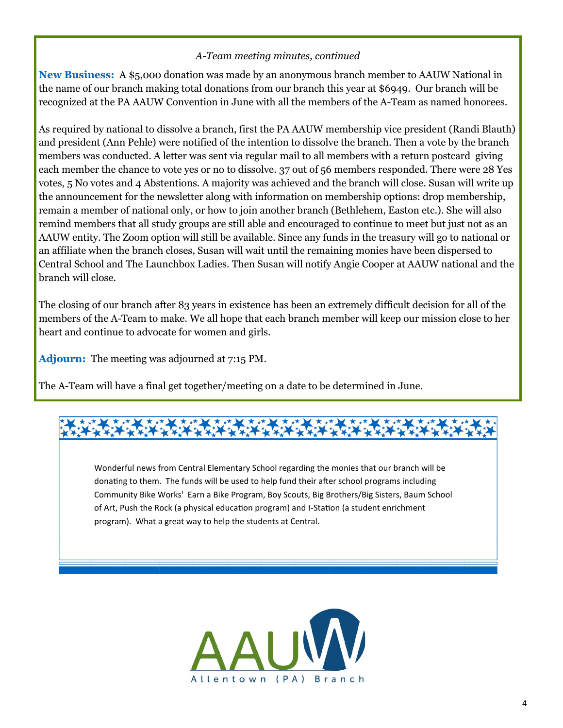*A-Team meeting minutes, continued*

**New Business:** A $5,000 donation was made by an anonymous branch member to AAUW National in the name of our branch making total donations from our branch this year at $6949. Our branch will be recognized at the PA AAUW Convention in June with all the members of the A-Team as named honorees.

As required by national to dissolve a branch, first the PA AAUW membership vice president (Randi Blauth) and president (Ann Pehle) were notified of the intention to dissolve the branch. Then a vote by the branch members was conducted. A letter was sent via regular mail to all members with a return postcard giving each member the chance to vote yes or no to dissolve. 37 out of 56 members responded. There were 28 Yes votes, 5 No votes and 4 Abstentions. A majority was achieved and the branch will close. Susan will write up the announcement for the newsletter along with information on membership options: drop membership, remain a member of national only, or how to join another branch (Bethlehem, Easton etc.). She will also remind members that all study groups are still able and encouraged to continue to meet but just not as an AAUW entity. The Zoom option will still be available. Since any funds in the treasury will go to national or an affiliate when the branch closes, Susan will wait until the remaining monies have been dispersed to Central School and The Launchbox Ladies. Then Susan will notify Angie Cooper at AAUW national and the branch will close.

The closing of our branch after 83 years in existence has been an extremely difficult decision for all of the members of the A-Team to make. We all hope that each branch member will keep our mission close to her heart and continue to advocate for women and girls.

**Adjourn:** The meeting was adjourned at 7:15 PM.

The A-Team will have a final get together/meeting on a date to be determined in June.

Wonderful news from Central Elementary School regarding the monies that our branch will be donating to them. The funds will be used to help fund their after school programs including Community Bike Works' Earn a Bike Program, Boy Scouts, Big Brothers/Big Sisters, Baum School of Art, Push the Rock (a physical education program) and I-Station (a student enrichment program). What a great way to help the students at Central.

AAUW Allentown (PA) Branch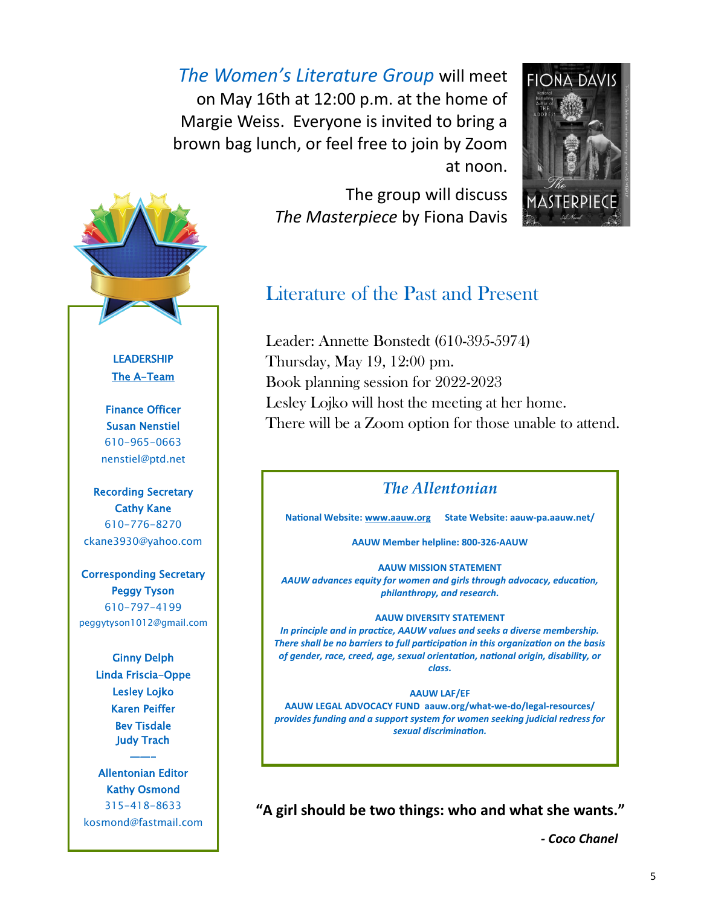*The Women's Literature Group* will meet on May 16th at 12:00 p.m. at the home of Margie Weiss. Everyone is invited to bring a brown bag lunch, or feel free to join by Zoom at noon.

The group will discuss *The Masterpiece* by Fiona Davis

## Literature of the Past and Present

Leader: Annette Bonstedt (610-395-5974)
Thursday, May 19, 12:00 pm.
Book planning session for 2022-2023
Lesley Lojko will host the meeting at her home.
There will be a Zoom option for those unable to attend.

**LEADERSHIP**
**The A-Team**

**Finance Officer**
**Susan Nenstiel**
610-965-0663
nenstiel@ptd.net

**Recording Secretary**
**Cathy Kane**
610-776-8270
ckane3930@yahoo.com

**Corresponding Secretary**
**Peggy Tyson**
610-797-4199
peggytyson1012@gmail.com

**Ginny Delph**
**Linda Friscia-Oppe**
**Lesley Lojko**
**Karen Peiffer**
**Bev Tisdale**
**Judy Trach**

———

**Allentonian Editor**
**Kathy Osmond**
315-418-8633
kosmond@fastmail.com

### *The Allentonian*

**National Website: www.aauw.org** **State Website: aauw-pa.aauw.net/**

**AAUW Member helpline: 800-326-AAUW**

**AAUW MISSION STATEMENT**
***AAUW advances equity for women and girls through advocacy, education, philanthropy, and research.***

**AAUW DIVERSITY STATEMENT**
***In principle and in practice, AAUW values and seeks a diverse membership. There shall be no barriers to full participation in this organization on the basis of gender, race, creed, age, sexual orientation, national origin, disability, or class.***

**AAUW LAF/EF**
**AAUW LEGAL ADVOCACY FUND aauw.org/what-we-do/legal-resources/**
***provides funding and a support system for women seeking judicial redress for sexual discrimination.***

**"A girl should be two things: who and what she wants."**

***- Coco Chanel***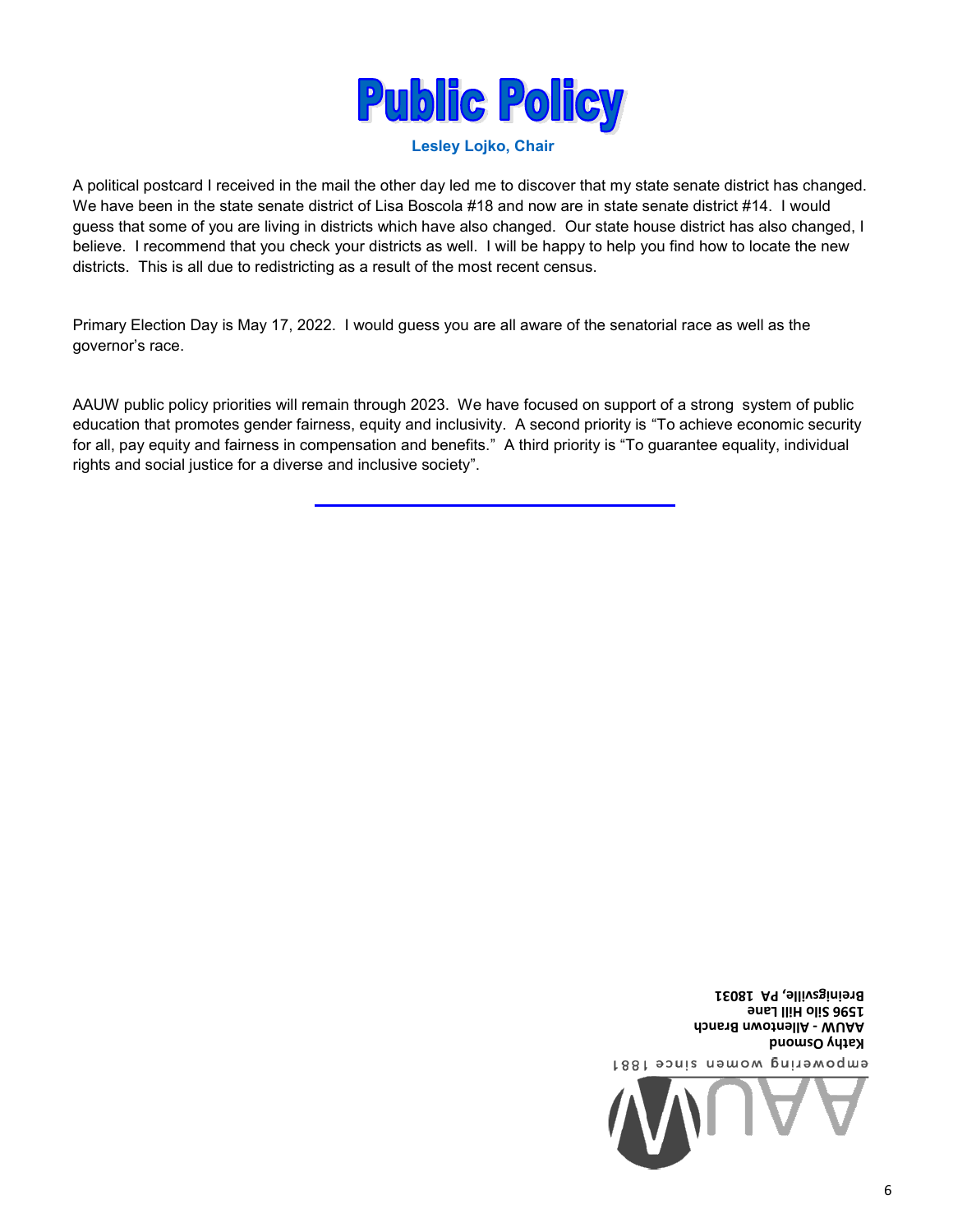# Public Policy

**Lesley Lojko, Chair**

A political postcard I received in the mail the other day led me to discover that my state senate district has changed. We have been in the state senate district of Lisa Boscola #18 and now are in state senate district #14. I would guess that some of you are living in districts which have also changed. Our state house district has also changed, I believe. I recommend that you check your districts as well. I will be happy to help you find how to locate the new districts. This is all due to redistricting as a result of the most recent census.

Primary Election Day is May 17, 2022. I would guess you are all aware of the senatorial race as well as the governor's race.

AAUW public policy priorities will remain through 2023. We have focused on support of a strong system of public education that promotes gender fairness, equity and inclusivity. A second priority is "To achieve economic security for all, pay equity and fairness in compensation and benefits." A third priority is "To guarantee equality, individual rights and social justice for a diverse and inclusive society".

---

**Kathy Osmond**
**AAUW - Allentown Branch**
**1596 Silo Hill Lane**
**Breinigsville, PA 18031**

empowering women since 1881

AAUW